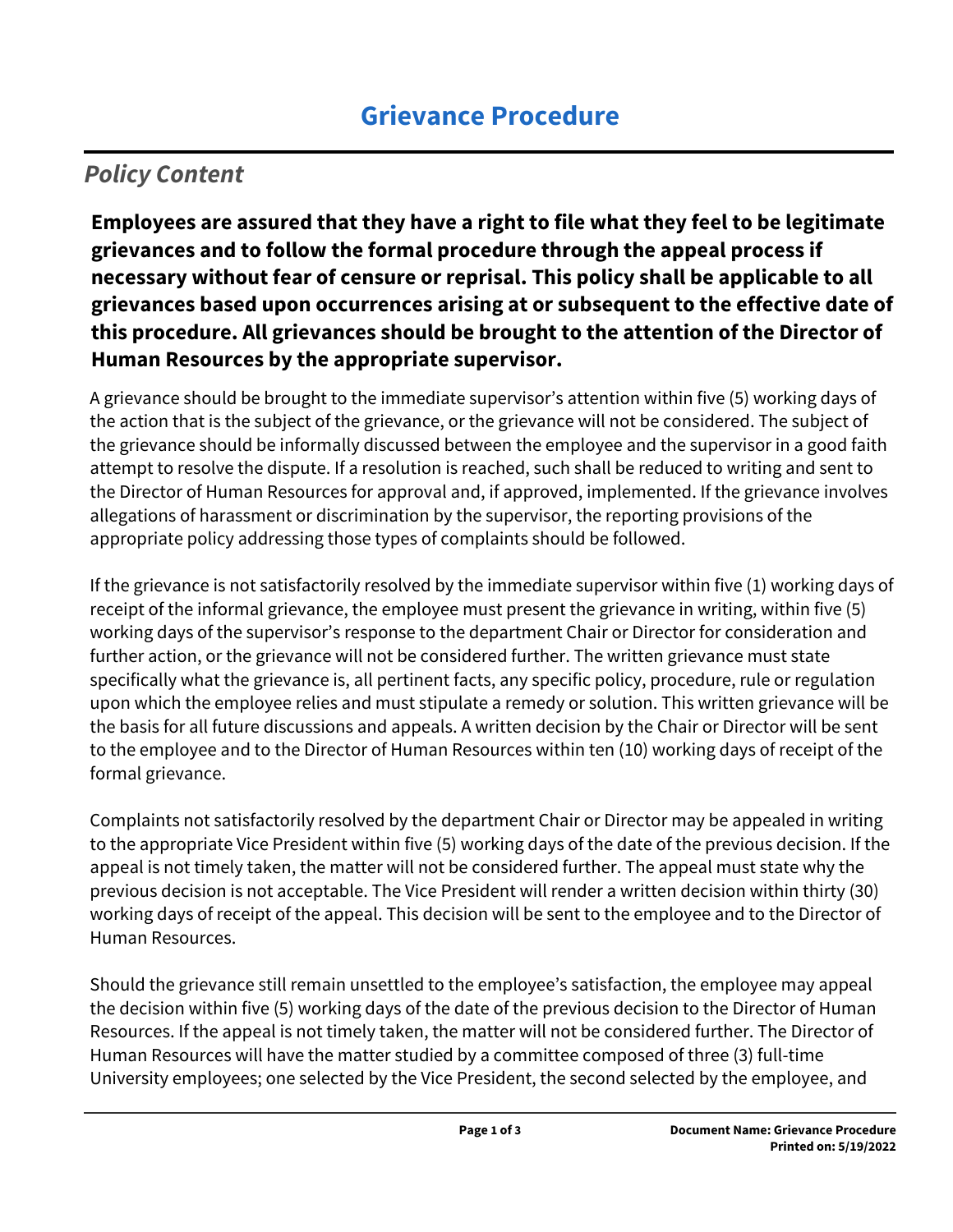# Grievance Procedure

## *Policy Content*

**Employees are assured that they have a right to file what they feel to be legitimate grievances and to follow the formal procedure through the appeal process if necessary without fear of censure or reprisal. This policy shall be applicable to all grievances based upon occurrences arising at or subsequent to the effective date of this procedure. All grievances should be brought to the attention of the Director of Human Resources by the appropriate supervisor.**

A grievance should be brought to the immediate supervisor's attention within five (5) working days of the action that is the subject of the grievance, or the grievance will not be considered. The subject of the grievance should be informally discussed between the employee and the supervisor in a good faith attempt to resolve the dispute. If a resolution is reached, such shall be reduced to writing and sent to the Director of Human Resources for approval and, if approved, implemented. If the grievance involves allegations of harassment or discrimination by the supervisor, the reporting provisions of the appropriate policy addressing those types of complaints should be followed.

If the grievance is not satisfactorily resolved by the immediate supervisor within five (1) working days of receipt of the informal grievance, the employee must present the grievance in writing, within five (5) working days of the supervisor's response to the department Chair or Director for consideration and further action, or the grievance will not be considered further. The written grievance must state specifically what the grievance is, all pertinent facts, any specific policy, procedure, rule or regulation upon which the employee relies and must stipulate a remedy or solution. This written grievance will be the basis for all future discussions and appeals. A written decision by the Chair or Director will be sent to the employee and to the Director of Human Resources within ten (10) working days of receipt of the formal grievance.

Complaints not satisfactorily resolved by the department Chair or Director may be appealed in writing to the appropriate Vice President within five (5) working days of the date of the previous decision. If the appeal is not timely taken, the matter will not be considered further. The appeal must state why the previous decision is not acceptable. The Vice President will render a written decision within thirty (30) working days of receipt of the appeal. This decision will be sent to the employee and to the Director of Human Resources.

Should the grievance still remain unsettled to the employee's satisfaction, the employee may appeal the decision within five (5) working days of the date of the previous decision to the Director of Human Resources. If the appeal is not timely taken, the matter will not be considered further. The Director of Human Resources will have the matter studied by a committee composed of three (3) full-time University employees; one selected by the Vice President, the second selected by the employee, and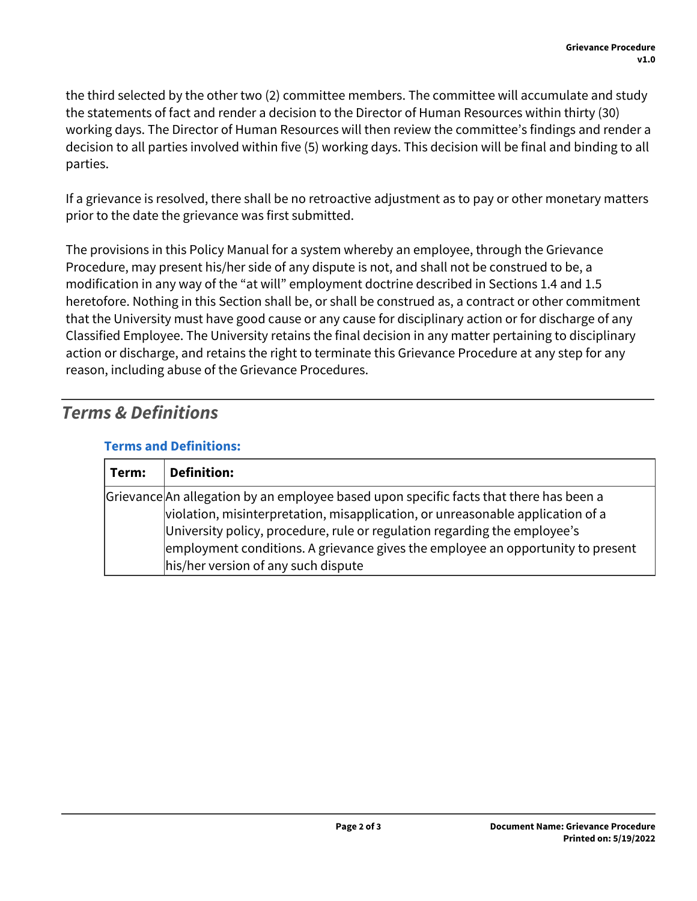the third selected by the other two (2) committee members. The committee will accumulate and study the statements of fact and render a decision to the Director of Human Resources within thirty (30) working days. The Director of Human Resources will then review the committee's findings and render a decision to all parties involved within five (5) working days. This decision will be final and binding to all parties.

If a grievance is resolved, there shall be no retroactive adjustment as to pay or other monetary matters prior to the date the grievance was first submitted.

The provisions in this Policy Manual for a system whereby an employee, through the Grievance Procedure, may present his/her side of any dispute is not, and shall not be construed to be, a modification in any way of the "at will" employment doctrine described in Sections 1.4 and 1.5 heretofore. Nothing in this Section shall be, or shall be construed as, a contract or other commitment that the University must have good cause or any cause for disciplinary action or for discharge of any Classified Employee. The University retains the final decision in any matter pertaining to disciplinary action or discharge, and retains the right to terminate this Grievance Procedure at any step for any reason, including abuse of the Grievance Procedures.

## *Terms & Definitions*

### Terms and Definitions:

| Term: | Definition: |
| --- | --- |
| Grievance | An allegation by an employee based upon specific facts that there has been a violation, misinterpretation, misapplication, or unreasonable application of a University policy, procedure, rule or regulation regarding the employee's employment conditions. A grievance gives the employee an opportunity to present his/her version of any such dispute |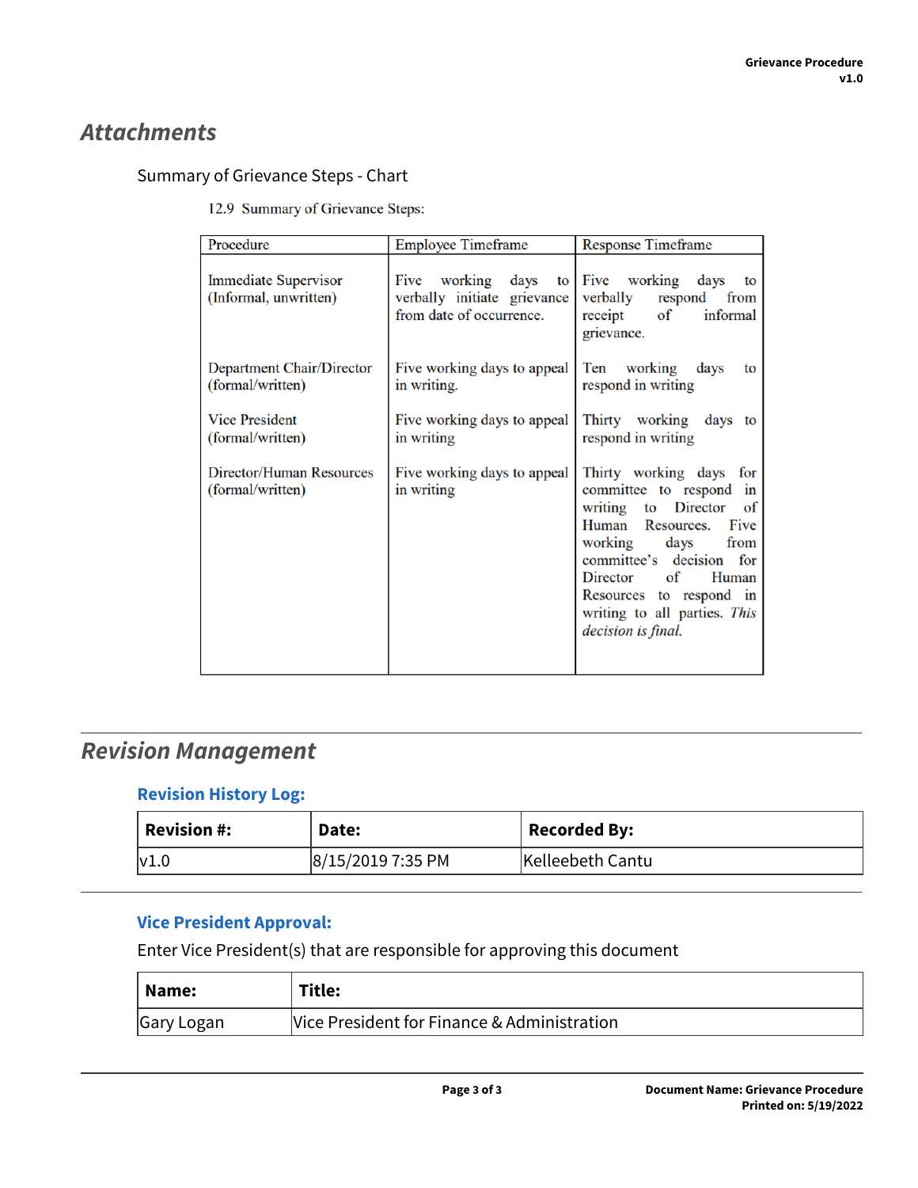## *Attachments*

Summary of Grievance Steps - Chart

12.9 Summary of Grievance Steps:

| Procedure | Employee Timeframe | Response Timeframe |
|---|---|---|
| Immediate Supervisor (Informal, unwritten) | Five working days to verbally initiate grievance from date of occurrence. | Five working days to verbally respond from receipt of informal grievance. |
| Department Chair/Director (formal/written) | Five working days to appeal in writing. | Ten working days to respond in writing |
| Vice President (formal/written) | Five working days to appeal in writing | Thirty working days to respond in writing |
| Director/Human Resources (formal/written) | Five working days to appeal in writing | Thirty working days for committee to respond in writing to Director of Human Resources. Five working days from committee's decision for Director of Human Resources to respond in writing to all parties. *This decision is final.* |

## *Revision Management*

### Revision History Log:

| Revision #: | Date: | Recorded By: |
|---|---|---|
| v1.0 | 8/15/2019 7:35 PM | Kelleebeth Cantu |

### Vice President Approval:

Enter Vice President(s) that are responsible for approving this document

| Name: | Title: |
|---|---|
| Gary Logan | Vice President for Finance & Administration |